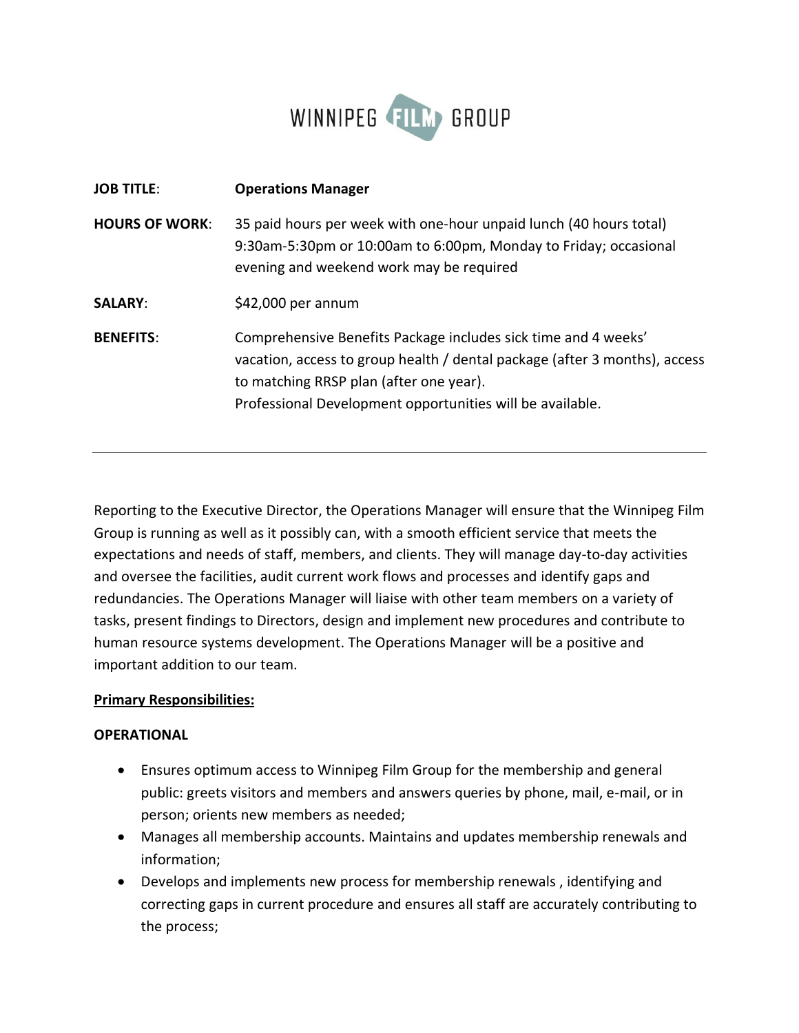# WINNIPEG FILM GROUP

| | |
|---|---|
| **JOB TITLE**: | **Operations Manager** |
| **HOURS OF WORK**: | 35 paid hours per week with one-hour unpaid lunch (40 hours total) 9:30am-5:30pm or 10:00am to 6:00pm, Monday to Friday; occasional evening and weekend work may be required |
| **SALARY**: | $42,000 per annum |
| **BENEFITS**: | Comprehensive Benefits Package includes sick time and 4 weeks' vacation, access to group health / dental package (after 3 months), access to matching RRSP plan (after one year). Professional Development opportunities will be available. |

---

Reporting to the Executive Director, the Operations Manager will ensure that the Winnipeg Film Group is running as well as it possibly can, with a smooth efficient service that meets the expectations and needs of staff, members, and clients. They will manage day-to-day activities and oversee the facilities, audit current work flows and processes and identify gaps and redundancies. The Operations Manager will liaise with other team members on a variety of tasks, present findings to Directors, design and implement new procedures and contribute to human resource systems development. The Operations Manager will be a positive and important addition to our team.

**Primary Responsibilities:**

**OPERATIONAL**

- Ensures optimum access to Winnipeg Film Group for the membership and general public: greets visitors and members and answers queries by phone, mail, e-mail, or in person; orients new members as needed;
- Manages all membership accounts. Maintains and updates membership renewals and information;
- Develops and implements new process for membership renewals , identifying and correcting gaps in current procedure and ensures all staff are accurately contributing to the process;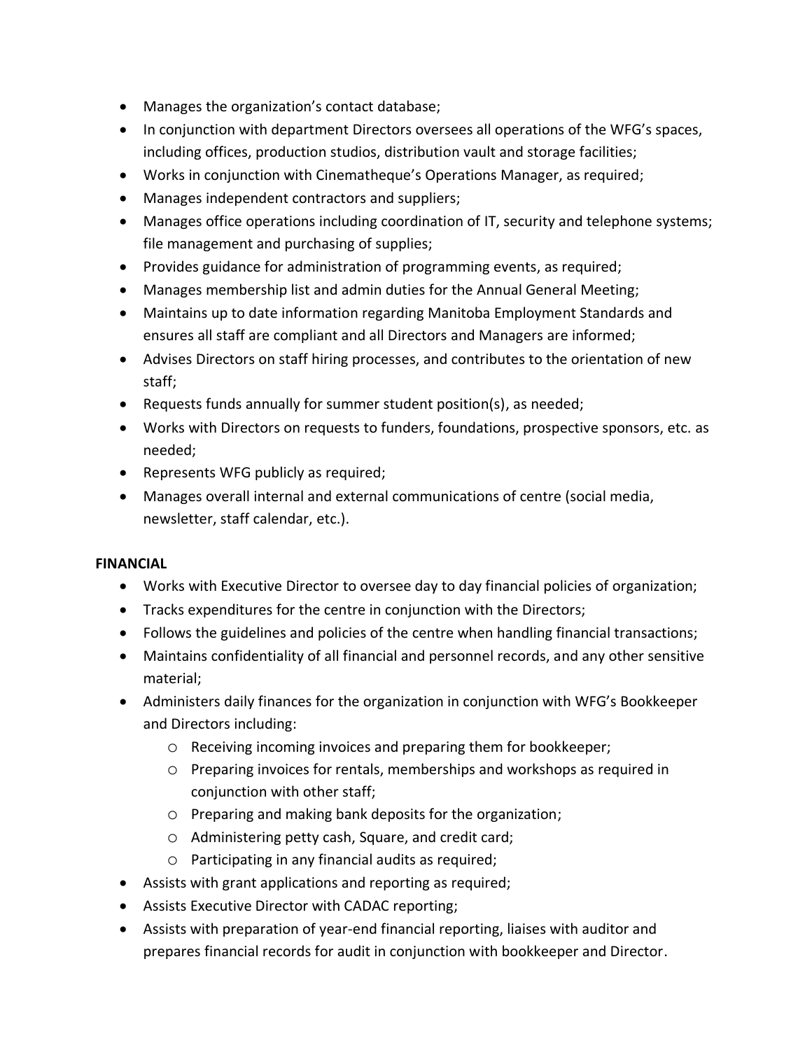- Manages the organization's contact database;
- In conjunction with department Directors oversees all operations of the WFG's spaces, including offices, production studios, distribution vault and storage facilities;
- Works in conjunction with Cinematheque's Operations Manager, as required;
- Manages independent contractors and suppliers;
- Manages office operations including coordination of IT, security and telephone systems; file management and purchasing of supplies;
- Provides guidance for administration of programming events, as required;
- Manages membership list and admin duties for the Annual General Meeting;
- Maintains up to date information regarding Manitoba Employment Standards and ensures all staff are compliant and all Directors and Managers are informed;
- Advises Directors on staff hiring processes, and contributes to the orientation of new staff;
- Requests funds annually for summer student position(s), as needed;
- Works with Directors on requests to funders, foundations, prospective sponsors, etc. as needed;
- Represents WFG publicly as required;
- Manages overall internal and external communications of centre (social media, newsletter, staff calendar, etc.).

**FINANCIAL**

- Works with Executive Director to oversee day to day financial policies of organization;
- Tracks expenditures for the centre in conjunction with the Directors;
- Follows the guidelines and policies of the centre when handling financial transactions;
- Maintains confidentiality of all financial and personnel records, and any other sensitive material;
- Administers daily finances for the organization in conjunction with WFG's Bookkeeper and Directors including:
  - Receiving incoming invoices and preparing them for bookkeeper;
  - Preparing invoices for rentals, memberships and workshops as required in conjunction with other staff;
  - Preparing and making bank deposits for the organization;
  - Administering petty cash, Square, and credit card;
  - Participating in any financial audits as required;
- Assists with grant applications and reporting as required;
- Assists Executive Director with CADAC reporting;
- Assists with preparation of year-end financial reporting, liaises with auditor and prepares financial records for audit in conjunction with bookkeeper and Director.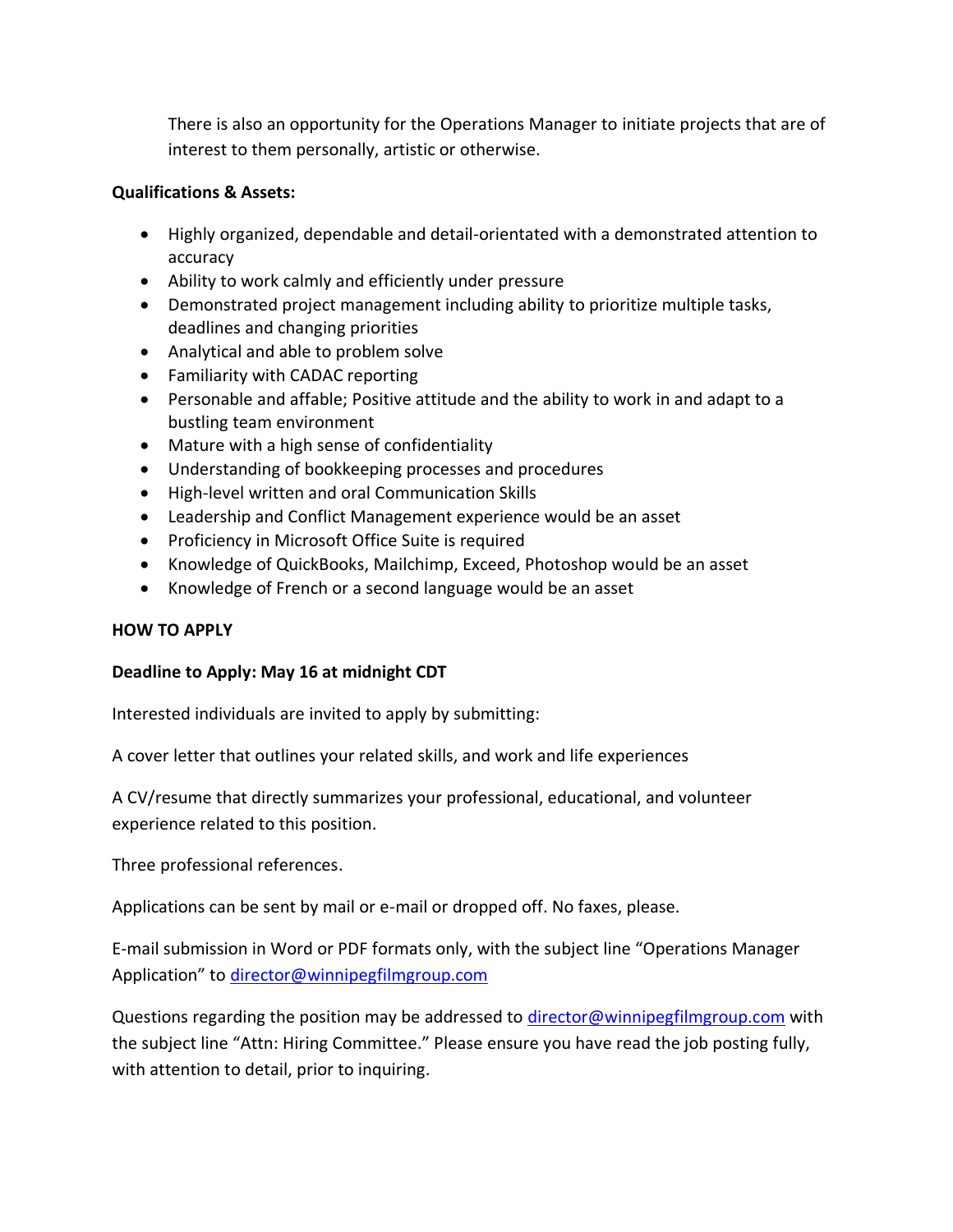There is also an opportunity for the Operations Manager to initiate projects that are of interest to them personally, artistic or otherwise.

**Qualifications & Assets:**

- Highly organized, dependable and detail-orientated with a demonstrated attention to accuracy
- Ability to work calmly and efficiently under pressure
- Demonstrated project management including ability to prioritize multiple tasks, deadlines and changing priorities
- Analytical and able to problem solve
- Familiarity with CADAC reporting
- Personable and affable; Positive attitude and the ability to work in and adapt to a bustling team environment
- Mature with a high sense of confidentiality
- Understanding of bookkeeping processes and procedures
- High-level written and oral Communication Skills
- Leadership and Conflict Management experience would be an asset
- Proficiency in Microsoft Office Suite is required
- Knowledge of QuickBooks, Mailchimp, Exceed, Photoshop would be an asset
- Knowledge of French or a second language would be an asset

**HOW TO APPLY**

**Deadline to Apply: May 16 at midnight CDT**

Interested individuals are invited to apply by submitting:

A cover letter that outlines your related skills, and work and life experiences

A CV/resume that directly summarizes your professional, educational, and volunteer experience related to this position.

Three professional references.

Applications can be sent by mail or e-mail or dropped off. No faxes, please.

E-mail submission in Word or PDF formats only, with the subject line "Operations Manager Application" to director@winnipegfilmgroup.com

Questions regarding the position may be addressed to director@winnipegfilmgroup.com with the subject line "Attn: Hiring Committee." Please ensure you have read the job posting fully, with attention to detail, prior to inquiring.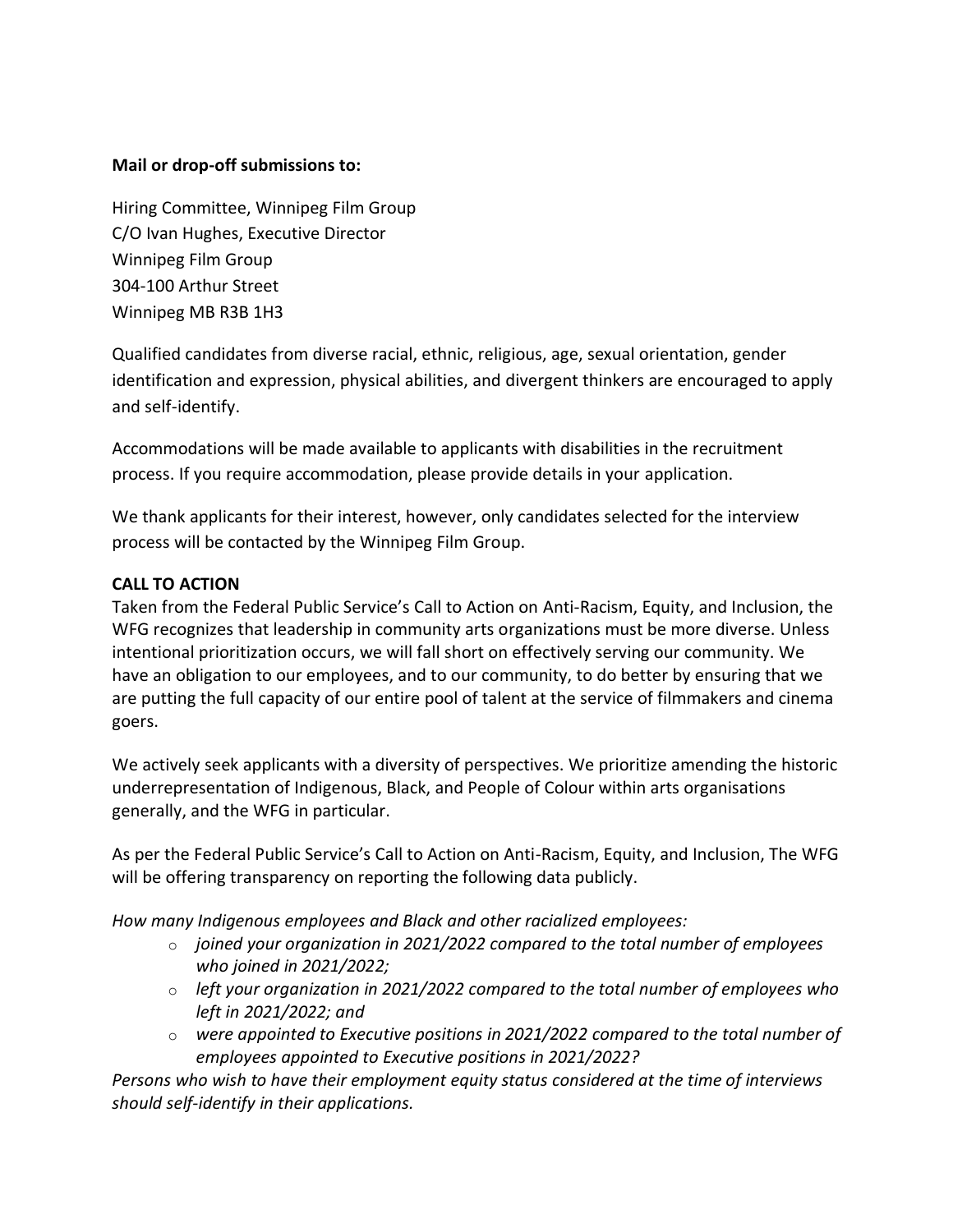**Mail or drop-off submissions to:**

Hiring Committee, Winnipeg Film Group
C/O Ivan Hughes, Executive Director
Winnipeg Film Group
304-100 Arthur Street
Winnipeg MB R3B 1H3

Qualified candidates from diverse racial, ethnic, religious, age, sexual orientation, gender identification and expression, physical abilities, and divergent thinkers are encouraged to apply and self-identify.

Accommodations will be made available to applicants with disabilities in the recruitment process. If you require accommodation, please provide details in your application.

We thank applicants for their interest, however, only candidates selected for the interview process will be contacted by the Winnipeg Film Group.

**CALL TO ACTION**

Taken from the Federal Public Service's Call to Action on Anti-Racism, Equity, and Inclusion, the WFG recognizes that leadership in community arts organizations must be more diverse. Unless intentional prioritization occurs, we will fall short on effectively serving our community. We have an obligation to our employees, and to our community, to do better by ensuring that we are putting the full capacity of our entire pool of talent at the service of filmmakers and cinema goers.

We actively seek applicants with a diversity of perspectives. We prioritize amending the historic underrepresentation of Indigenous, Black, and People of Colour within arts organisations generally, and the WFG in particular.

As per the Federal Public Service's Call to Action on Anti-Racism, Equity, and Inclusion, The WFG will be offering transparency on reporting the following data publicly.

*How many Indigenous employees and Black and other racialized employees:*

- *joined your organization in 2021/2022 compared to the total number of employees who joined in 2021/2022;*
- *left your organization in 2021/2022 compared to the total number of employees who left in 2021/2022; and*
- *were appointed to Executive positions in 2021/2022 compared to the total number of employees appointed to Executive positions in 2021/2022?*

*Persons who wish to have their employment equity status considered at the time of interviews should self-identify in their applications.*